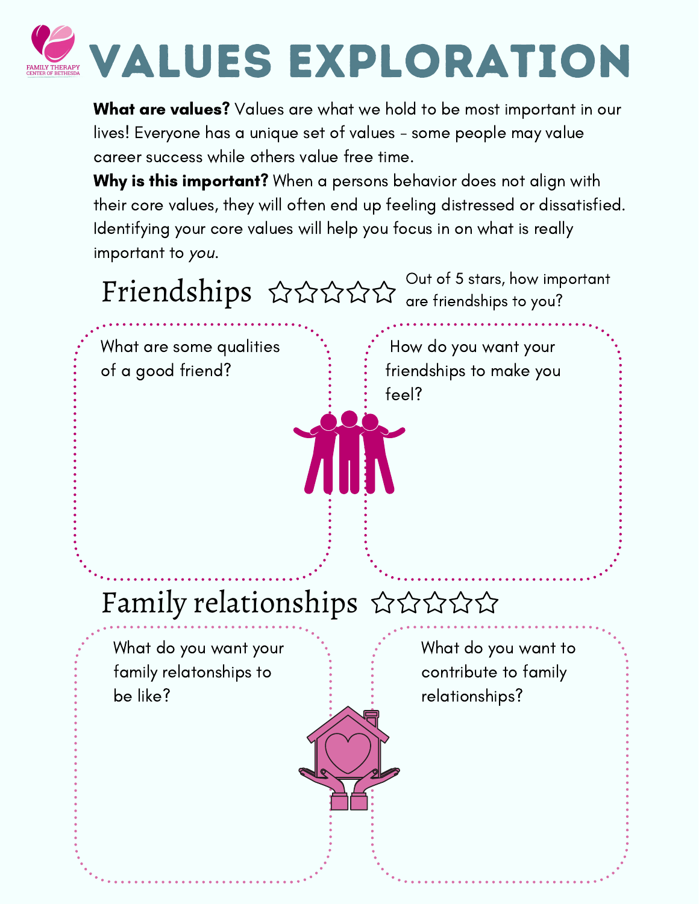# VALUES EXPLORATION

**What are values?** Values are what we hold to be most important in our lives! Everyone has a unique set of values - some people may value career success while others value free time.

**Why is this important?** When a persons behavior does not align with their core values, they will often end up feeling distressed or dissatisfied. Identifying your core values will help you focus in on what is really important to *you*.

## Friendships ☆☆☆☆☆

Out of 5 stars, how important are friendships to you?

What are some qualities of a good friend?

How do you want your friendships to make you feel?

## Family relationships ☆☆☆☆☆

What do you want your family relatonships to be like?

What do you want to contribute to family relationships?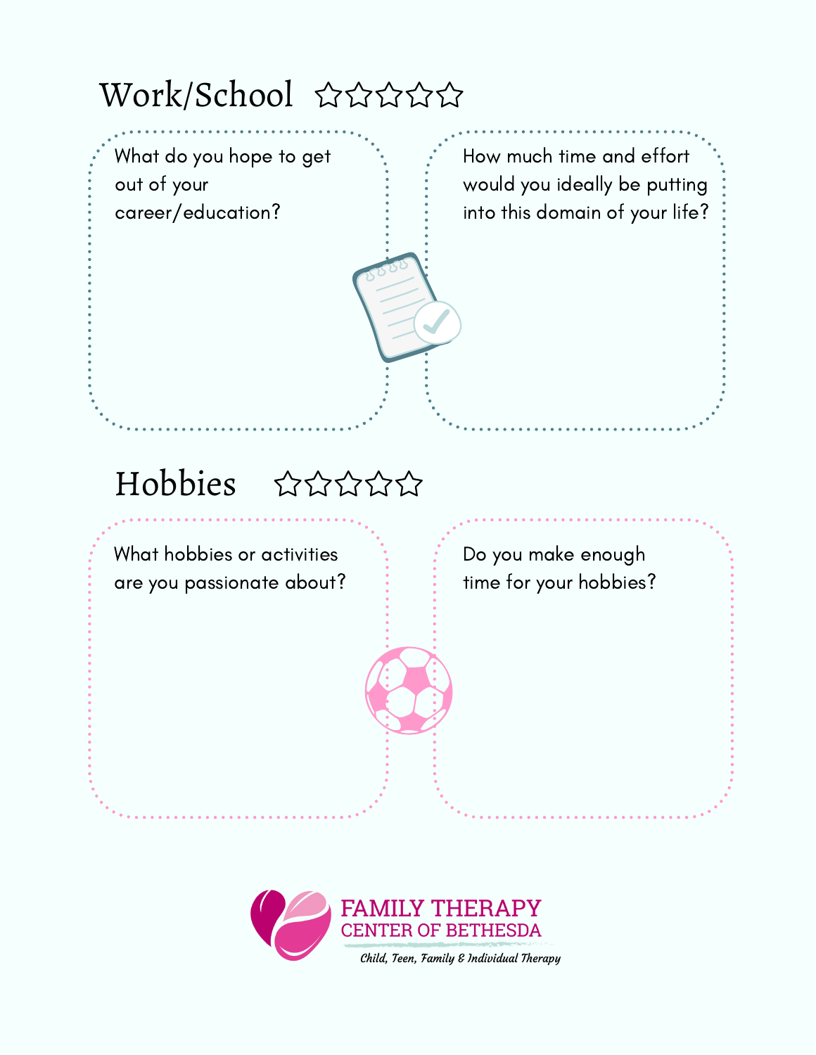## Work/School ☆☆☆☆☆

What do you hope to get out of your career/education?

How much time and effort would you ideally be putting into this domain of your life?

## Hobbies ☆☆☆☆☆

What hobbies or activities are you passionate about?

Do you make enough time for your hobbies?

FAMILY THERAPY CENTER OF BETHESDA

*Child, Teen, Family & Individual Therapy*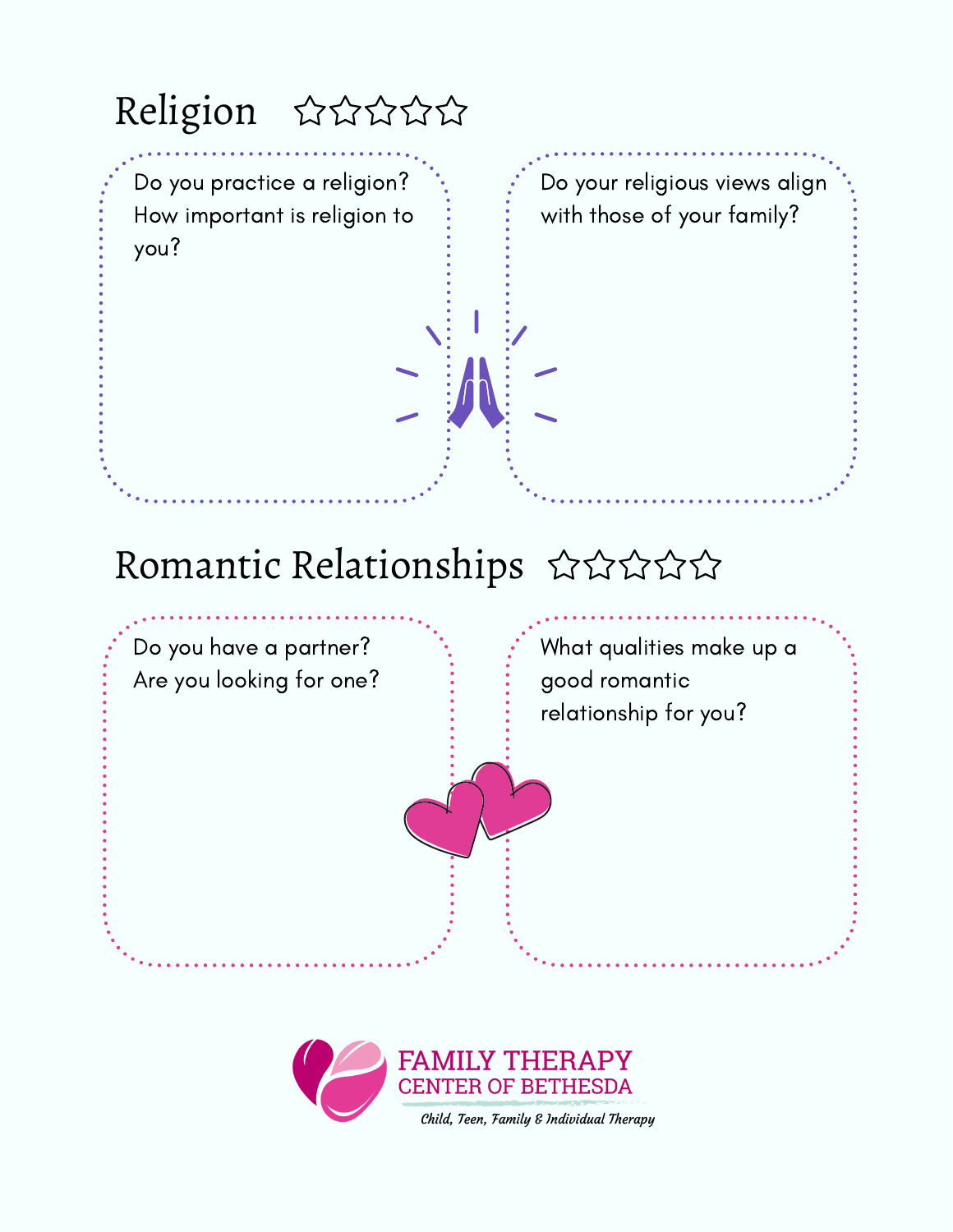## Religion ☆☆☆☆☆

Do you practice a religion? How important is religion to you?

Do your religious views align with those of your family?

## Romantic Relationships ☆☆☆☆☆

Do you have a partner? Are you looking for one?

What qualities make up a good romantic relationship for you?

FAMILY THERAPY CENTER OF BETHESDA

*Child, Teen, Family & Individual Therapy*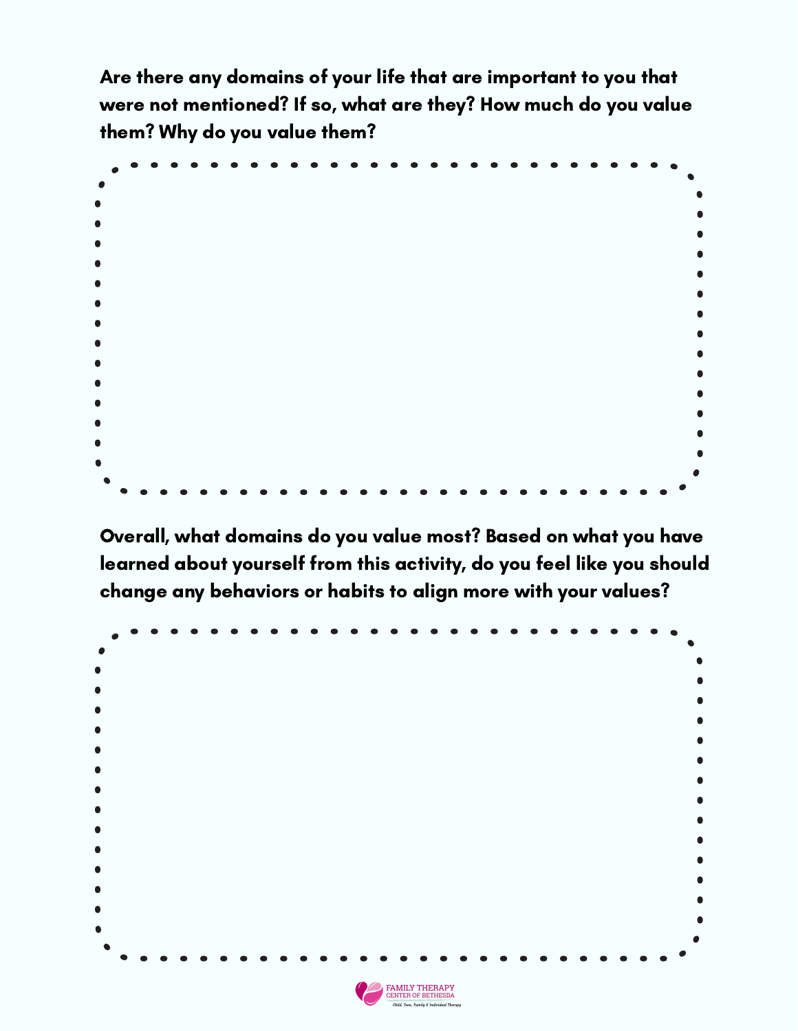**Are there any domains of your life that are important to you that were not mentioned? If so, what are they? How much do you value them? Why do you value them?**

**Overall, what domains do you value most? Based on what you have learned about yourself from this activity, do you feel like you should change any behaviors or habits to align more with your values?**